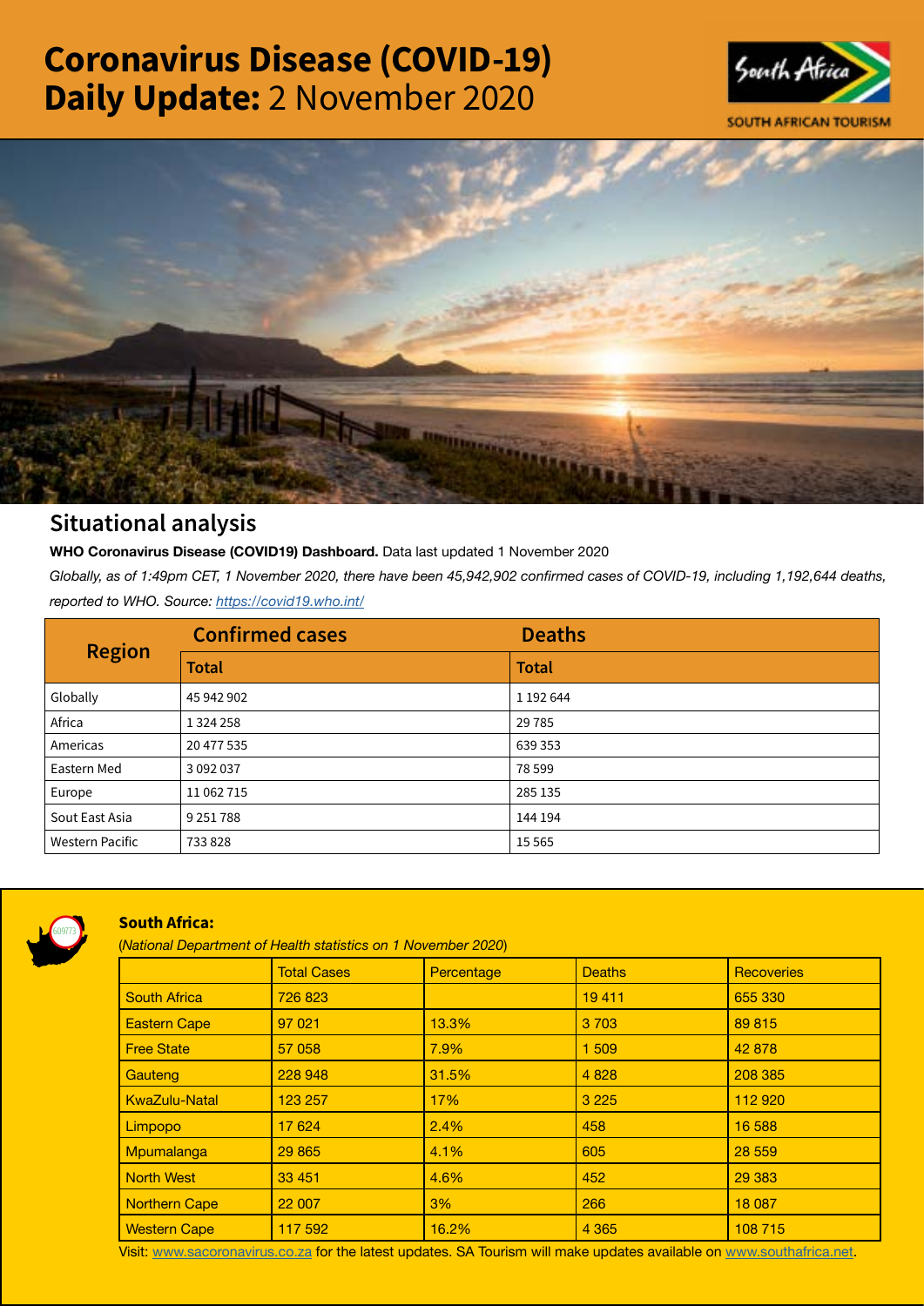# Coronavirus Disease (COVID-19) Daily Update: 2 November 2020

SOUTH AFRICAN TOURISM

## Situational analysis

**WHO Coronavirus Disease (COVID19) Dashboard.** Data last updated 1 November 2020

*Globally, as of 1:49pm CET, 1 November 2020, there have been 45,942,902 confirmed cases of COVID-19, including 1,192,644 deaths, reported to WHO. Source: https://covid19.who.int/*

| Region | Confirmed cases | Deaths |
|---|---|---|
| | **Total** | **Total** |
| Globally | 45 942 902 | 1 192 644 |
| Africa | 1 324 258 | 29 785 |
| Americas | 20 477 535 | 639 353 |
| Eastern Med | 3 092 037 | 78 599 |
| Europe | 11 062 715 | 285 135 |
| Sout East Asia | 9 251 788 | 144 194 |
| Western Pacific | 733 828 | 15 565 |

### South Africa:

(*National Department of Health statistics on 1 November 2020*)

| | Total Cases | Percentage | Deaths | Recoveries |
|---|---|---|---|---|
| South Africa | 726 823 | | 19 411 | 655 330 |
| Eastern Cape | 97 021 | 13.3% | 3 703 | 89 815 |
| Free State | 57 058 | 7.9% | 1 509 | 42 878 |
| Gauteng | 228 948 | 31.5% | 4 828 | 208 385 |
| KwaZulu-Natal | 123 257 | 17% | 3 225 | 112 920 |
| Limpopo | 17 624 | 2.4% | 458 | 16 588 |
| Mpumalanga | 29 865 | 4.1% | 605 | 28 559 |
| North West | 33 451 | 4.6% | 452 | 29 383 |
| Northern Cape | 22 007 | 3% | 266 | 18 087 |
| Western Cape | 117 592 | 16.2% | 4 365 | 108 715 |

Visit: www.sacoronavirus.co.za for the latest updates. SA Tourism will make updates available on www.southafrica.net.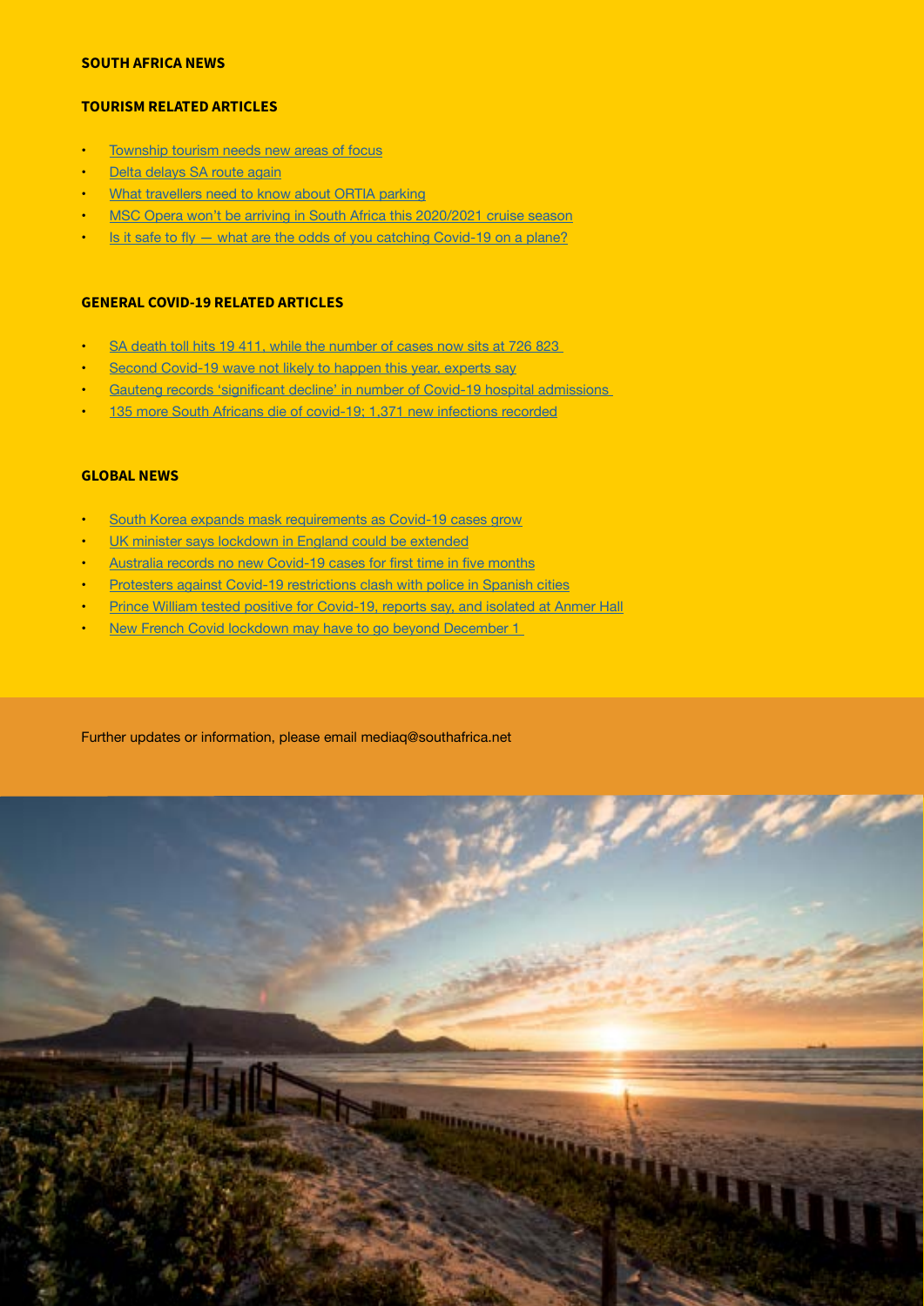**SOUTH AFRICA NEWS**

**TOURISM RELATED ARTICLES**

- Township tourism needs new areas of focus
- Delta delays SA route again
- What travellers need to know about ORTIA parking
- MSC Opera won't be arriving in South Africa this 2020/2021 cruise season
- Is it safe to fly — what are the odds of you catching Covid-19 on a plane?

**GENERAL COVID-19 RELATED ARTICLES**

- SA death toll hits 19 411, while the number of cases now sits at 726 823
- Second Covid-19 wave not likely to happen this year, experts say
- Gauteng records 'significant decline' in number of Covid-19 hospital admissions
- 135 more South Africans die of covid-19; 1,371 new infections recorded

**GLOBAL NEWS**

- South Korea expands mask requirements as Covid-19 cases grow
- UK minister says lockdown in England could be extended
- Australia records no new Covid-19 cases for first time in five months
- Protesters against Covid-19 restrictions clash with police in Spanish cities
- Prince William tested positive for Covid-19, reports say, and isolated at Anmer Hall
- New French Covid lockdown may have to go beyond December 1

Further updates or information, please email mediaq@southafrica.net